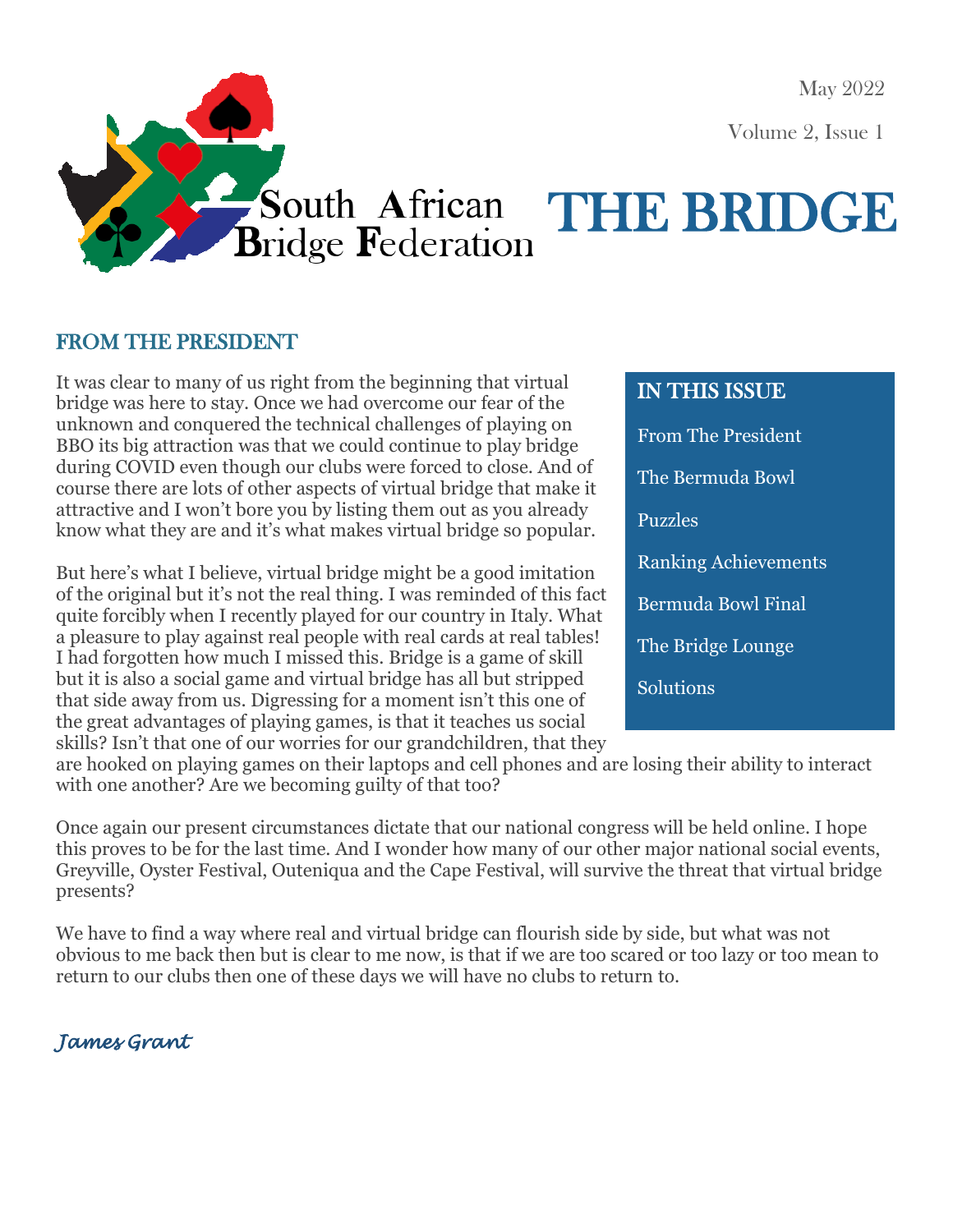South African Bridge Federation

May 2022

Volume 2, Issue 1

# THE BRIDGE

## FROM THE PRESIDENT

It was clear to many of us right from the beginning that virtual bridge was here to stay. Once we had overcome our fear of the unknown and conquered the technical challenges of playing on BBO its big attraction was that we could continue to play bridge during COVID even though our clubs were forced to close. And of course there are lots of other aspects of virtual bridge that make it attractive and I won't bore you by listing them out as you already know what they are and it's what makes virtual bridge so popular.

But here's what I believe, virtual bridge might be a good imitation of the original but it's not the real thing. I was reminded of this fact quite forcibly when I recently played for our country in Italy. What a pleasure to play against real people with real cards at real tables! I had forgotten how much I missed this. Bridge is a game of skill but it is also a social game and virtual bridge has all but stripped that side away from us. Digressing for a moment isn't this one of the great advantages of playing games, is that it teaches us social skills? Isn't that one of our worries for our grandchildren, that they are hooked on playing games on their laptops and cell phones and are losing their ability to interact with one another? Are we becoming guilty of that too?

Once again our present circumstances dictate that our national congress will be held online. I hope this proves to be for the last time. And I wonder how many of our other major national social events, Greyville, Oyster Festival, Outeniqua and the Cape Festival, will survive the threat that virtual bridge presents?

We have to find a way where real and virtual bridge can flourish side by side, but what was not obvious to me back then but is clear to me now, is that if we are too scared or too lazy or too mean to return to our clubs then one of these days we will have no clubs to return to.

*James Grant*

## IN THIS ISSUE

- From The President
- The Bermuda Bowl
- Puzzles
- Ranking Achievements
- Bermuda Bowl Final
- The Bridge Lounge
- Solutions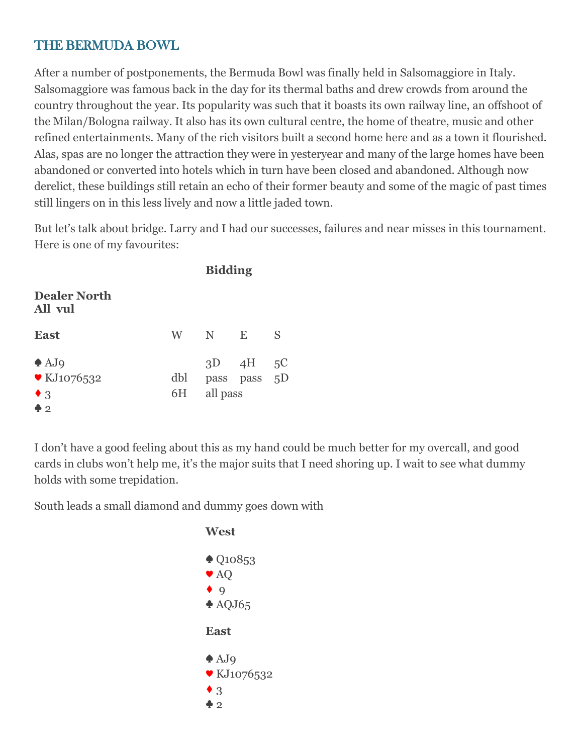## THE BERMUDA BOWL

After a number of postponements, the Bermuda Bowl was finally held in Salsomaggiore in Italy. Salsomaggiore was famous back in the day for its thermal baths and drew crowds from around the country throughout the year. Its popularity was such that it boasts its own railway line, an offshoot of the Milan/Bologna railway. It also has its own cultural centre, the home of theatre, music and other refined entertainments. Many of the rich visitors built a second home here and as a town it flourished. Alas, spas are no longer the attraction they were in yesteryear and many of the large homes have been abandoned or converted into hotels which in turn have been closed and abandoned. Although now derelict, these buildings still retain an echo of their former beauty and some of the magic of past times still lingers on in this less lively and now a little jaded town.

But let's talk about bridge. Larry and I had our successes, failures and near misses in this tournament. Here is one of my favourites:

**Bidding**

**Dealer North**
**All vul**

**East**

♠ AJ9
♥ KJ1076532
♦ 3
♣ 2

| W | N | E | S |
|---|---|---|---|
| | 3D | 4H | 5C |
| dbl | pass | pass | 5D |
| 6H | all pass | | |

I don't have a good feeling about this as my hand could be much better for my overcall, and good cards in clubs won't help me, it's the major suits that I need shoring up. I wait to see what dummy holds with some trepidation.

South leads a small diamond and dummy goes down with

**West**

♠ Q10853
♥ AQ
♦ 9
♣ AQJ65

**East**

♠ AJ9
♥ KJ1076532
♦ 3
♣ 2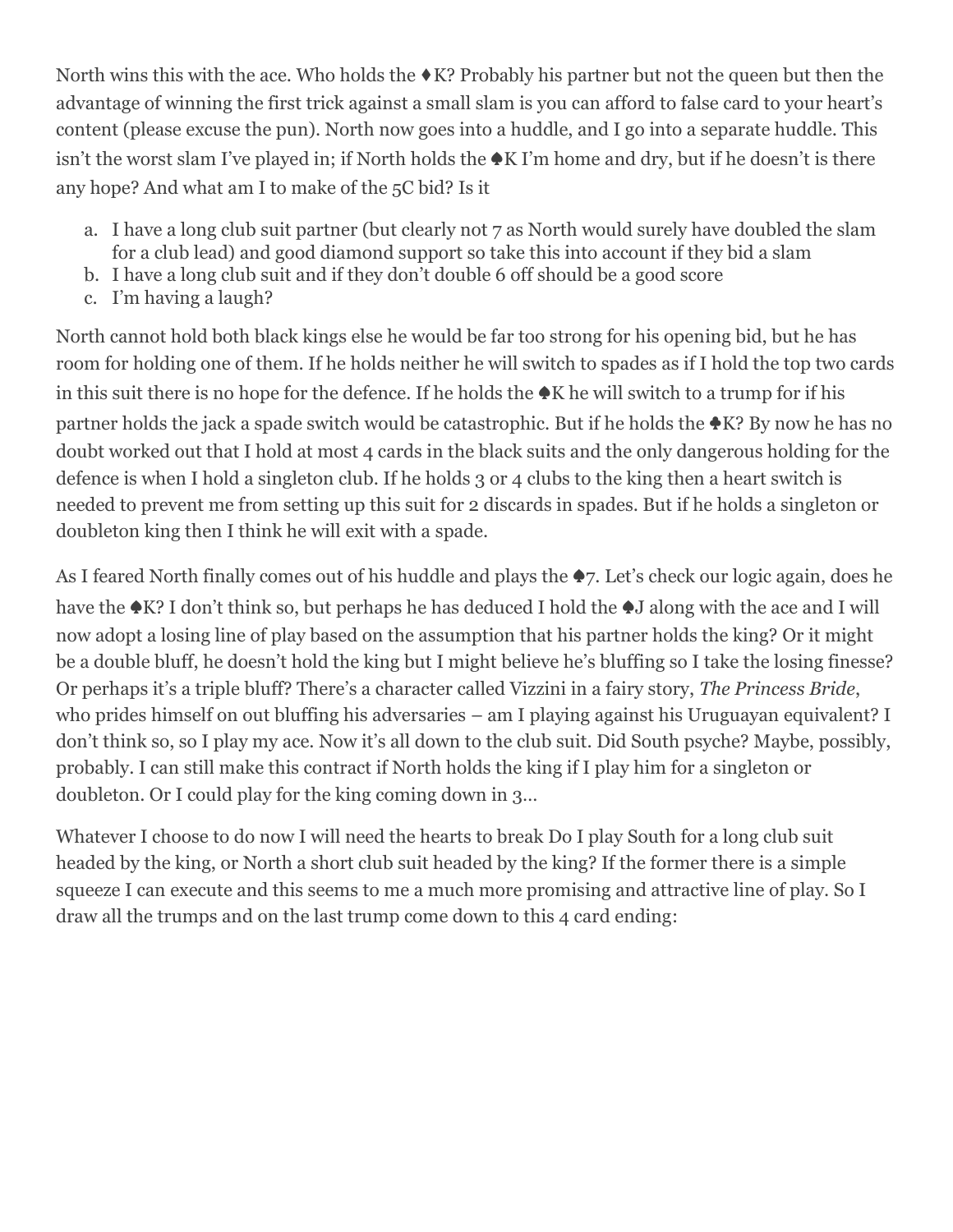North wins this with the ace. Who holds the ♦K? Probably his partner but not the queen but then the advantage of winning the first trick against a small slam is you can afford to false card to your heart's content (please excuse the pun). North now goes into a huddle, and I go into a separate huddle. This isn't the worst slam I've played in; if North holds the ♠K I'm home and dry, but if he doesn't is there any hope? And what am I to make of the 5C bid? Is it

a. I have a long club suit partner (but clearly not 7 as North would surely have doubled the slam for a club lead) and good diamond support so take this into account if they bid a slam
b. I have a long club suit and if they don't double 6 off should be a good score
c. I'm having a laugh?

North cannot hold both black kings else he would be far too strong for his opening bid, but he has room for holding one of them. If he holds neither he will switch to spades as if I hold the top two cards in this suit there is no hope for the defence. If he holds the ♠K he will switch to a trump for if his partner holds the jack a spade switch would be catastrophic. But if he holds the ♣K? By now he has no doubt worked out that I hold at most 4 cards in the black suits and the only dangerous holding for the defence is when I hold a singleton club. If he holds 3 or 4 clubs to the king then a heart switch is needed to prevent me from setting up this suit for 2 discards in spades. But if he holds a singleton or doubleton king then I think he will exit with a spade.

As I feared North finally comes out of his huddle and plays the ♠7. Let's check our logic again, does he have the ♠K? I don't think so, but perhaps he has deduced I hold the ♠J along with the ace and I will now adopt a losing line of play based on the assumption that his partner holds the king? Or it might be a double bluff, he doesn't hold the king but I might believe he's bluffing so I take the losing finesse? Or perhaps it's a triple bluff? There's a character called Vizzini in a fairy story, *The Princess Bride*, who prides himself on out bluffing his adversaries – am I playing against his Uruguayan equivalent? I don't think so, so I play my ace. Now it's all down to the club suit. Did South psyche? Maybe, possibly, probably. I can still make this contract if North holds the king if I play him for a singleton or doubleton. Or I could play for the king coming down in 3…

Whatever I choose to do now I will need the hearts to break Do I play South for a long club suit headed by the king, or North a short club suit headed by the king? If the former there is a simple squeeze I can execute and this seems to me a much more promising and attractive line of play. So I draw all the trumps and on the last trump come down to this 4 card ending: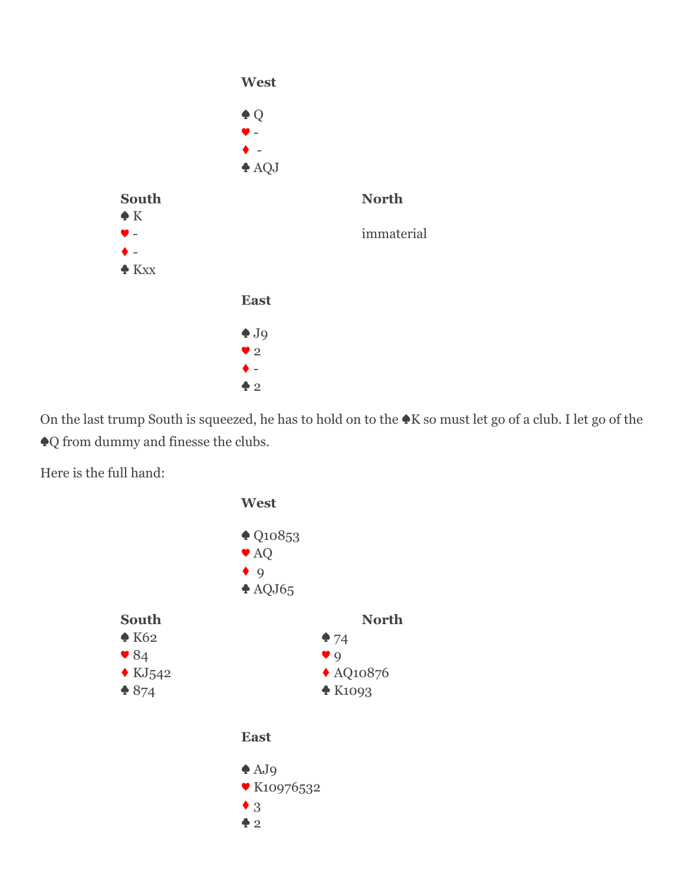**West**

♠ Q
♥ -
♦ -
♣ AQJ

**South**
♠ K
♥ -
♦ -
♣ Kxx

**North**

immaterial

**East**

♠ J9
♥ 2
♦ -
♣ 2

On the last trump South is squeezed, he has to hold on to the ♠K so must let go of a club. I let go of the ♠Q from dummy and finesse the clubs.

Here is the full hand:

**West**

♠ Q10853
♥ AQ
♦ 9
♣ AQJ65

**South**
♠ K62
♥ 84
♦ KJ542
♣ 874

**North**
♠ 74
♥ 9
♦ AQ10876
♣ K1093

**East**

♠ AJ9
♥ K10976532
♦ 3
♣ 2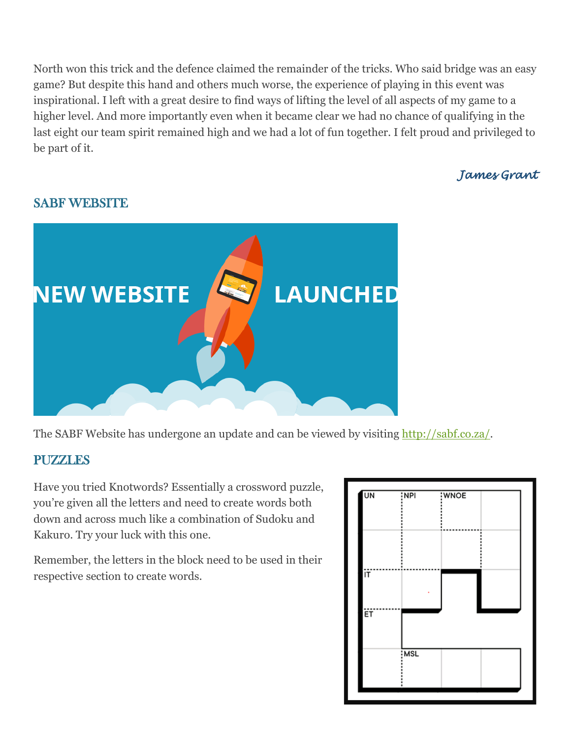North won this trick and the defence claimed the remainder of the tricks. Who said bridge was an easy game? But despite this hand and others much worse, the experience of playing in this event was inspirational. I left with a great desire to find ways of lifting the level of all aspects of my game to a higher level. And more importantly even when it became clear we had no chance of qualifying in the last eight our team spirit remained high and we had a lot of fun together. I felt proud and privileged to be part of it.

*James Grant*

## SABF WEBSITE

NEW WEBSITE LAUNCHED

The SABF Website has undergone an update and can be viewed by visiting [http://sabf.co.za/](http://sabf.co.za/).

## PUZZLES

Have you tried Knotwords? Essentially a crossword puzzle, you're given all the letters and need to create words both down and across much like a combination of Sudoku and Kakuro. Try your luck with this one.

Remember, the letters in the block need to be used in their respective section to create words.

UN | NPI | WNOE | IT | ET | MSL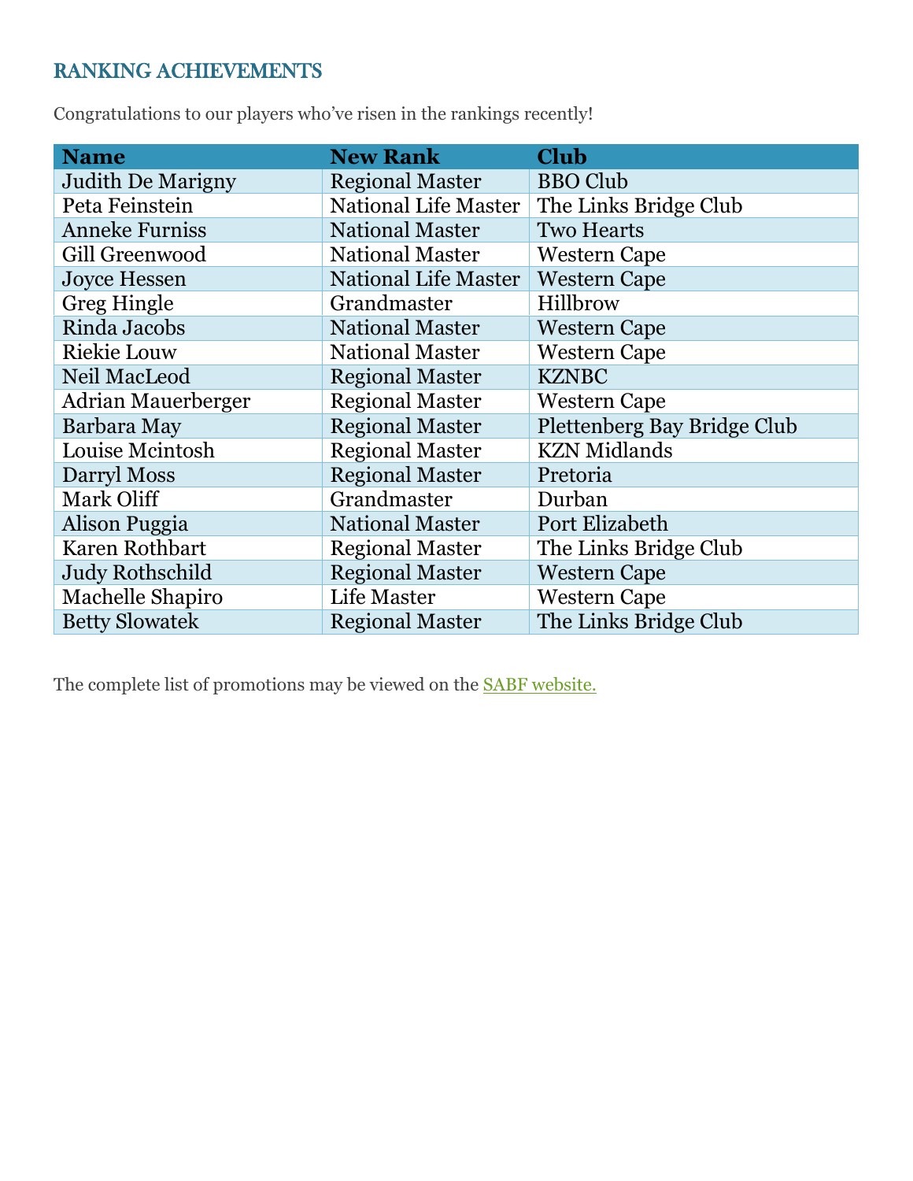## RANKING ACHIEVEMENTS

Congratulations to our players who've risen in the rankings recently!

| Name | New Rank | Club |
|---|---|---|
| Judith De Marigny | Regional Master | BBO Club |
| Peta Feinstein | National Life Master | The Links Bridge Club |
| Anneke Furniss | National Master | Two Hearts |
| Gill Greenwood | National Master | Western Cape |
| Joyce Hessen | National Life Master | Western Cape |
| Greg Hingle | Grandmaster | Hillbrow |
| Rinda Jacobs | National Master | Western Cape |
| Riekie Louw | National Master | Western Cape |
| Neil MacLeod | Regional Master | KZNBC |
| Adrian Mauerberger | Regional Master | Western Cape |
| Barbara May | Regional Master | Plettenberg Bay Bridge Club |
| Louise Mcintosh | Regional Master | KZN Midlands |
| Darryl Moss | Regional Master | Pretoria |
| Mark Oliff | Grandmaster | Durban |
| Alison Puggia | National Master | Port Elizabeth |
| Karen Rothbart | Regional Master | The Links Bridge Club |
| Judy Rothschild | Regional Master | Western Cape |
| Machelle Shapiro | Life Master | Western Cape |
| Betty Slowatek | Regional Master | The Links Bridge Club |

The complete list of promotions may be viewed on the SABF website.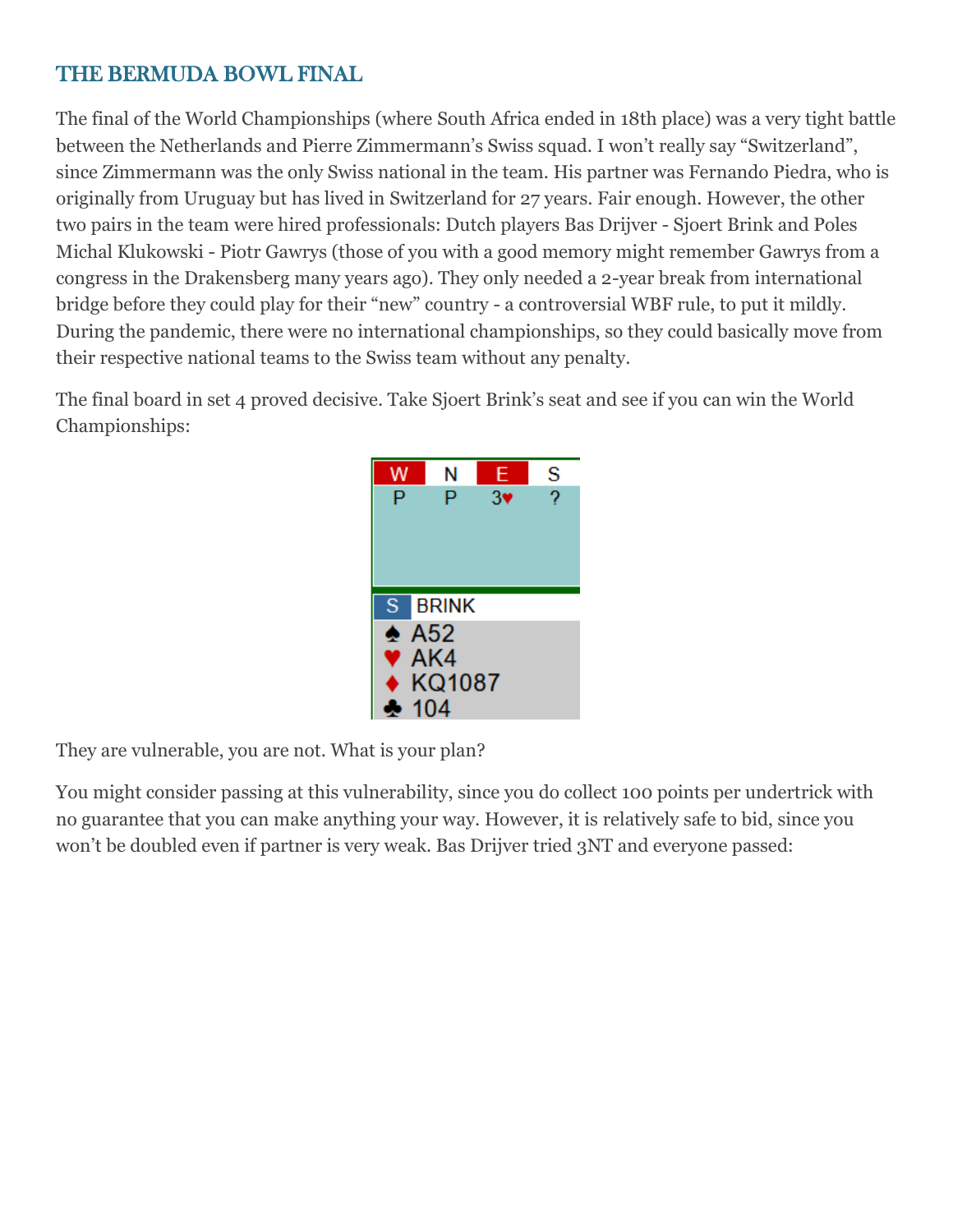## THE BERMUDA BOWL FINAL

The final of the World Championships (where South Africa ended in 18th place) was a very tight battle between the Netherlands and Pierre Zimmermann's Swiss squad. I won't really say "Switzerland", since Zimmermann was the only Swiss national in the team. His partner was Fernando Piedra, who is originally from Uruguay but has lived in Switzerland for 27 years. Fair enough. However, the other two pairs in the team were hired professionals: Dutch players Bas Drijver - Sjoert Brink and Poles Michal Klukowski - Piotr Gawrys (those of you with a good memory might remember Gawrys from a congress in the Drakensberg many years ago). They only needed a 2-year break from international bridge before they could play for their "new" country - a controversial WBF rule, to put it mildly. During the pandemic, there were no international championships, so they could basically move from their respective national teams to the Swiss team without any penalty.

The final board in set 4 proved decisive. Take Sjoert Brink's seat and see if you can win the World Championships:

| W | N | E | S |
|---|---|---|---|
| P | P | 3♥ | ? |

**S BRINK**
♠ A52
♥ AK4
♦ KQ1087
♣ 104

They are vulnerable, you are not. What is your plan?

You might consider passing at this vulnerability, since you do collect 100 points per undertrick with no guarantee that you can make anything your way. However, it is relatively safe to bid, since you won't be doubled even if partner is very weak. Bas Drijver tried 3NT and everyone passed: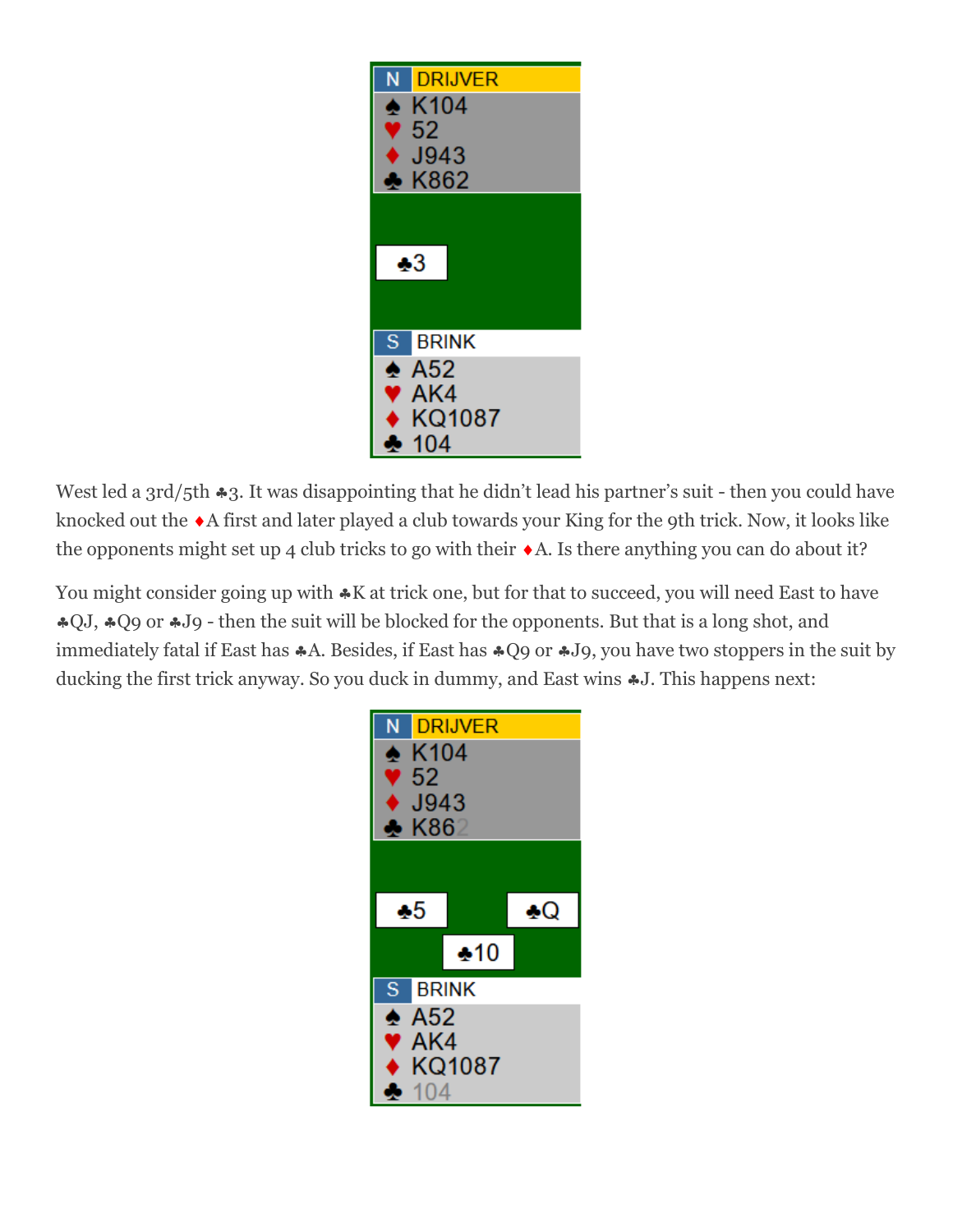N DRIJVER
♠ K104
♥ 52
♦ J943
♣ K862

♣3

S BRINK
♠ A52
♥ AK4
♦ KQ1087
♣ 104

West led a 3rd/5th ♣3. It was disappointing that he didn't lead his partner's suit - then you could have knocked out the ♦A first and later played a club towards your King for the 9th trick. Now, it looks like the opponents might set up 4 club tricks to go with their ♦A. Is there anything you can do about it?

You might consider going up with ♣K at trick one, but for that to succeed, you will need East to have ♣QJ, ♣Q9 or ♣J9 - then the suit will be blocked for the opponents. But that is a long shot, and immediately fatal if East has ♣A. Besides, if East has ♣Q9 or ♣J9, you have two stoppers in the suit by ducking the first trick anyway. So you duck in dummy, and East wins ♣J. This happens next:

N DRIJVER
♠ K104
♥ 52
♦ J943
♣ K862

♣5 ♣Q
♣10

S BRINK
♠ A52
♥ AK4
♦ KQ1087
♣ 104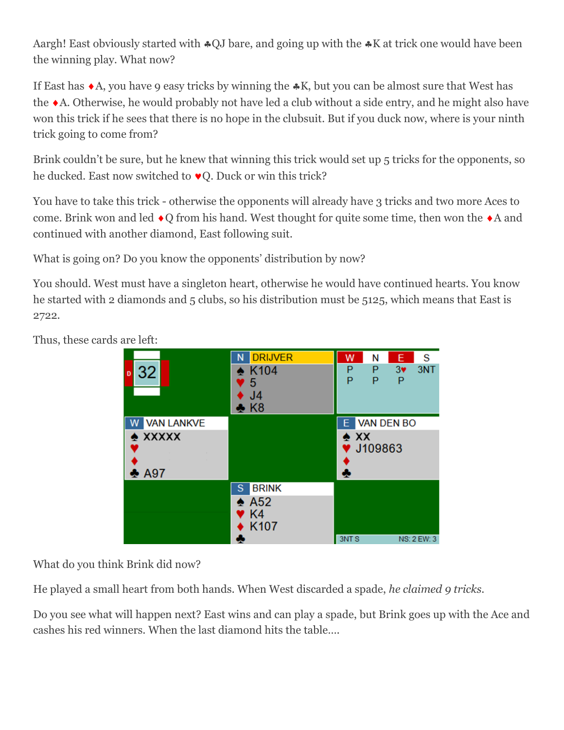Aargh! East obviously started with ♣QJ bare, and going up with the ♣K at trick one would have been the winning play. What now?

If East has ♦A, you have 9 easy tricks by winning the ♣K, but you can be almost sure that West has the ♦A. Otherwise, he would probably not have led a club without a side entry, and he might also have won this trick if he sees that there is no hope in the clubsuit. But if you duck now, where is your ninth trick going to come from?

Brink couldn't be sure, but he knew that winning this trick would set up 5 tricks for the opponents, so he ducked. East now switched to ♥Q. Duck or win this trick?

You have to take this trick - otherwise the opponents will already have 3 tricks and two more Aces to come. Brink won and led ♦Q from his hand. West thought for quite some time, then won the ♦A and continued with another diamond, East following suit.

What is going on? Do you know the opponents' distribution by now?

You should. West must have a singleton heart, otherwise he would have continued hearts. You know he started with 2 diamonds and 5 clubs, so his distribution must be 5125, which means that East is 2722.

Thus, these cards are left:

Board 32, Dealer: West

| W | N | E | S |
|---|---|---|---|
| P | P | 3♥ | 3NT |
| P | P | P | |

**N – DRIJVER**
♠ K104
♥ 5
♦ J4
♣ K8

**W – VAN LANKVE**
♠ XXXXX
♥
♦
♣ A97

**E – VAN DEN BO**
♠ XX
♥ J109863
♦
♣

**S – BRINK**
♠ A52
♥ K4
♦ K107
♣

3NT S — NS: 2 EW: 3

What do you think Brink did now?

He played a small heart from both hands. When West discarded a spade, *he claimed 9 tricks*.

Do you see what will happen next? East wins and can play a spade, but Brink goes up with the Ace and cashes his red winners. When the last diamond hits the table....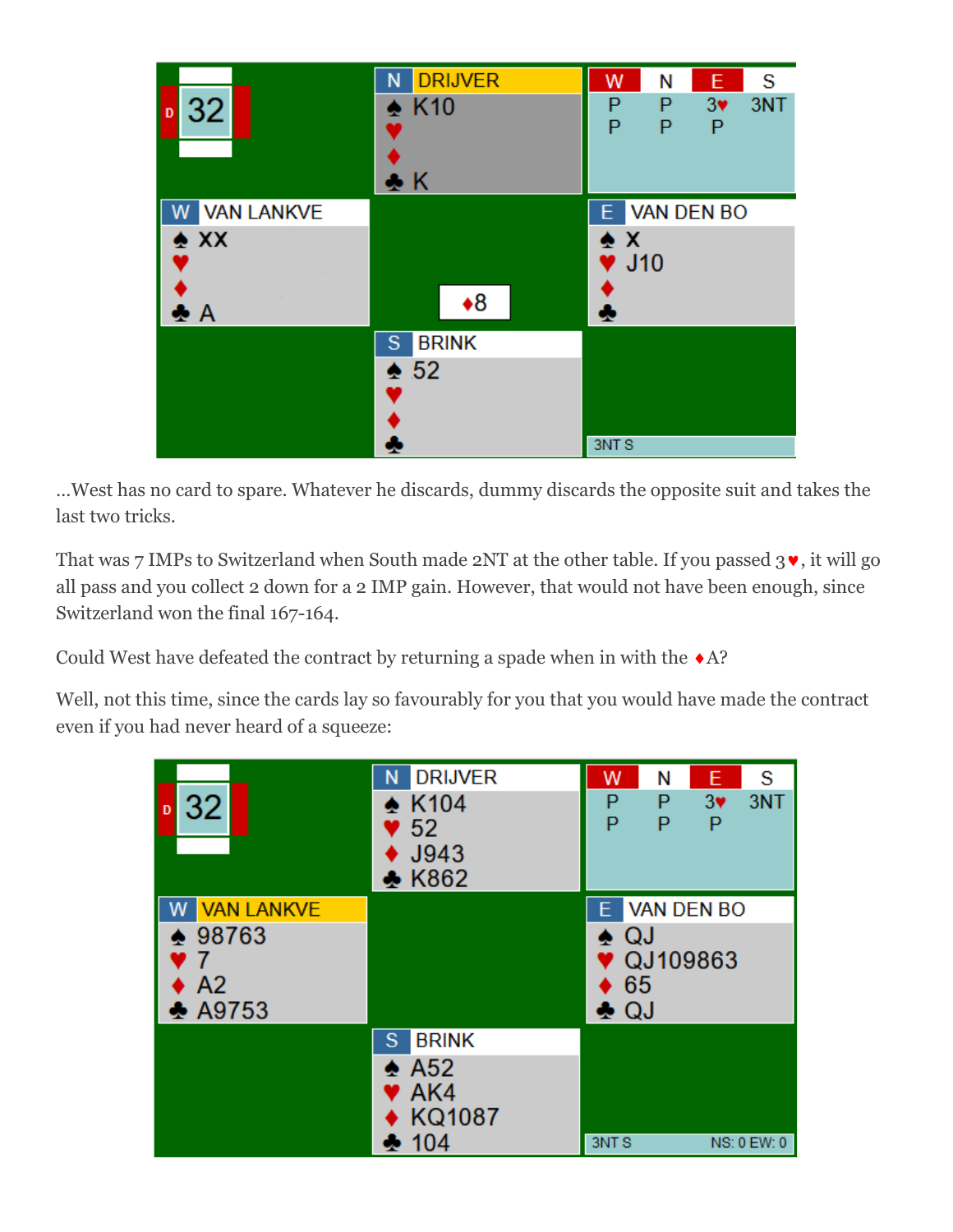| | N DRIJVER | W | N | E | S |
|---|---|---|---|---|---|
| D 32 | ♠ K10 | P | P | 3♥ | 3NT |
| | ♥ | P | P | P | |
| | ♦ | | | | |
| | ♣ K | | | | |

| W VAN LANKVE | | E VAN DEN BO |
|---|---|---|
| ♠ xx | | ♠ x |
| ♥ | | ♥ J10 |
| ♦ | ♦8 | ♦ |
| ♣ A | | ♣ |

| S BRINK | |
|---|---|
| ♠ 52 | |
| ♥ | |
| ♦ | |
| ♣ | 3NT S |

...West has no card to spare. Whatever he discards, dummy discards the opposite suit and takes the last two tricks.

That was 7 IMPs to Switzerland when South made 2NT at the other table. If you passed 3♥, it will go all pass and you collect 2 down for a 2 IMP gain. However, that would not have been enough, since Switzerland won the final 167-164.

Could West have defeated the contract by returning a spade when in with the ♦A?

Well, not this time, since the cards lay so favourably for you that you would have made the contract even if you had never heard of a squeeze:

| | N DRIJVER | W | N | E | S |
|---|---|---|---|---|---|
| D 32 | ♠ K104 | P | P | 3♥ | 3NT |
| | ♥ 52 | P | P | P | |
| | ♦ J943 | | | | |
| | ♣ K862 | | | | |

| W VAN LANKVE | E VAN DEN BO |
|---|---|
| ♠ 98763 | ♠ QJ |
| ♥ 7 | ♥ QJ109863 |
| ♦ A2 | ♦ 65 |
| ♣ A9753 | ♣ QJ |

| S BRINK | |
|---|---|
| ♠ A52 | |
| ♥ AK4 | |
| ♦ KQ1087 | |
| ♣ 104 | 3NT S NS: 0 EW: 0 |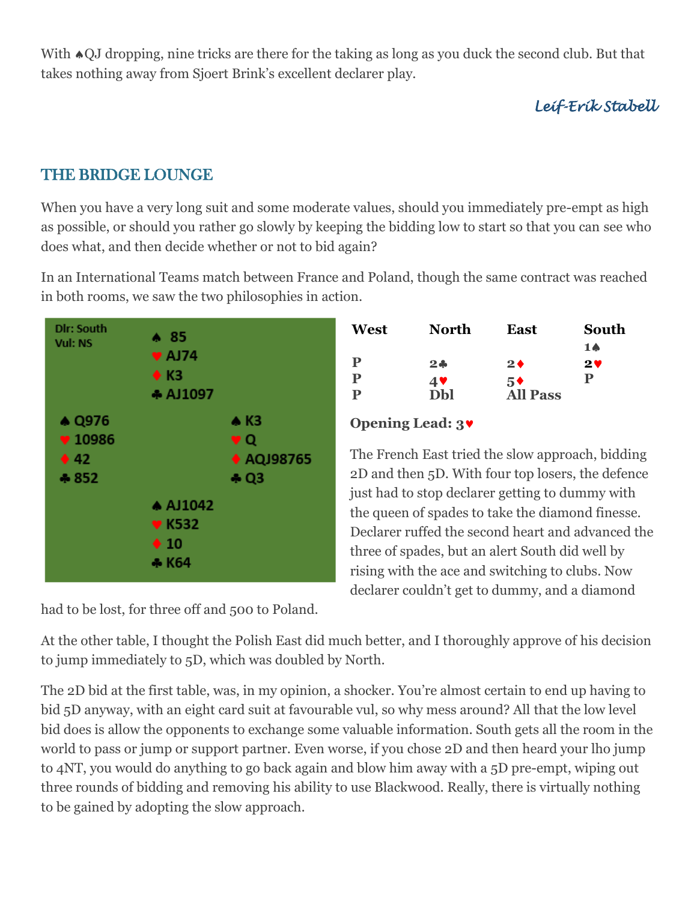With ♠QJ dropping, nine tricks are there for the taking as long as you duck the second club. But that takes nothing away from Sjoert Brink's excellent declarer play.

*Leif-Erik Stabell*

## THE BRIDGE LOUNGE

When you have a very long suit and some moderate values, should you immediately pre-empt as high as possible, or should you rather go slowly by keeping the bidding low to start so that you can see who does what, and then decide whether or not to bid again?

In an International Teams match between France and Poland, though the same contract was reached in both rooms, we saw the two philosophies in action.

Dlr: South
Vul: NS

| | North | |
|---|---|---|
| | ♠ 85 | |
| | ♥ AJ74 | |
| | ♦ K3 | |
| | ♣ AJ1097 | |
| **West** | | **East** |
| ♠ Q976 | | ♠ K3 |
| ♥ 10986 | | ♥ Q |
| ♦ 42 | | ♦ AQJ98765 |
| ♣ 852 | | ♣ Q3 |
| | **South** | |
| | ♠ AJ1042 | |
| | ♥ K532 | |
| | ♦ 10 | |
| | ♣ K64 | |

| West | North | East | South |
|---|---|---|---|
| | | | 1♠ |
| P | 2♣ | 2♦ | 2♥ |
| P | 4♥ | 5♦ | P |
| P | Dbl | All Pass | |

**Opening Lead: 3♥**

The French East tried the slow approach, bidding 2D and then 5D. With four top losers, the defence just had to stop declarer getting to dummy with the queen of spades to take the diamond finesse. Declarer ruffed the second heart and advanced the three of spades, but an alert South did well by rising with the ace and switching to clubs. Now declarer couldn't get to dummy, and a diamond had to be lost, for three off and 500 to Poland.

At the other table, I thought the Polish East did much better, and I thoroughly approve of his decision to jump immediately to 5D, which was doubled by North.

The 2D bid at the first table, was, in my opinion, a shocker. You're almost certain to end up having to bid 5D anyway, with an eight card suit at favourable vul, so why mess around? All that the low level bid does is allow the opponents to exchange some valuable information. South gets all the room in the world to pass or jump or support partner. Even worse, if you chose 2D and then heard your lho jump to 4NT, you would do anything to go back again and blow him away with a 5D pre-empt, wiping out three rounds of bidding and removing his ability to use Blackwood. Really, there is virtually nothing to be gained by adopting the slow approach.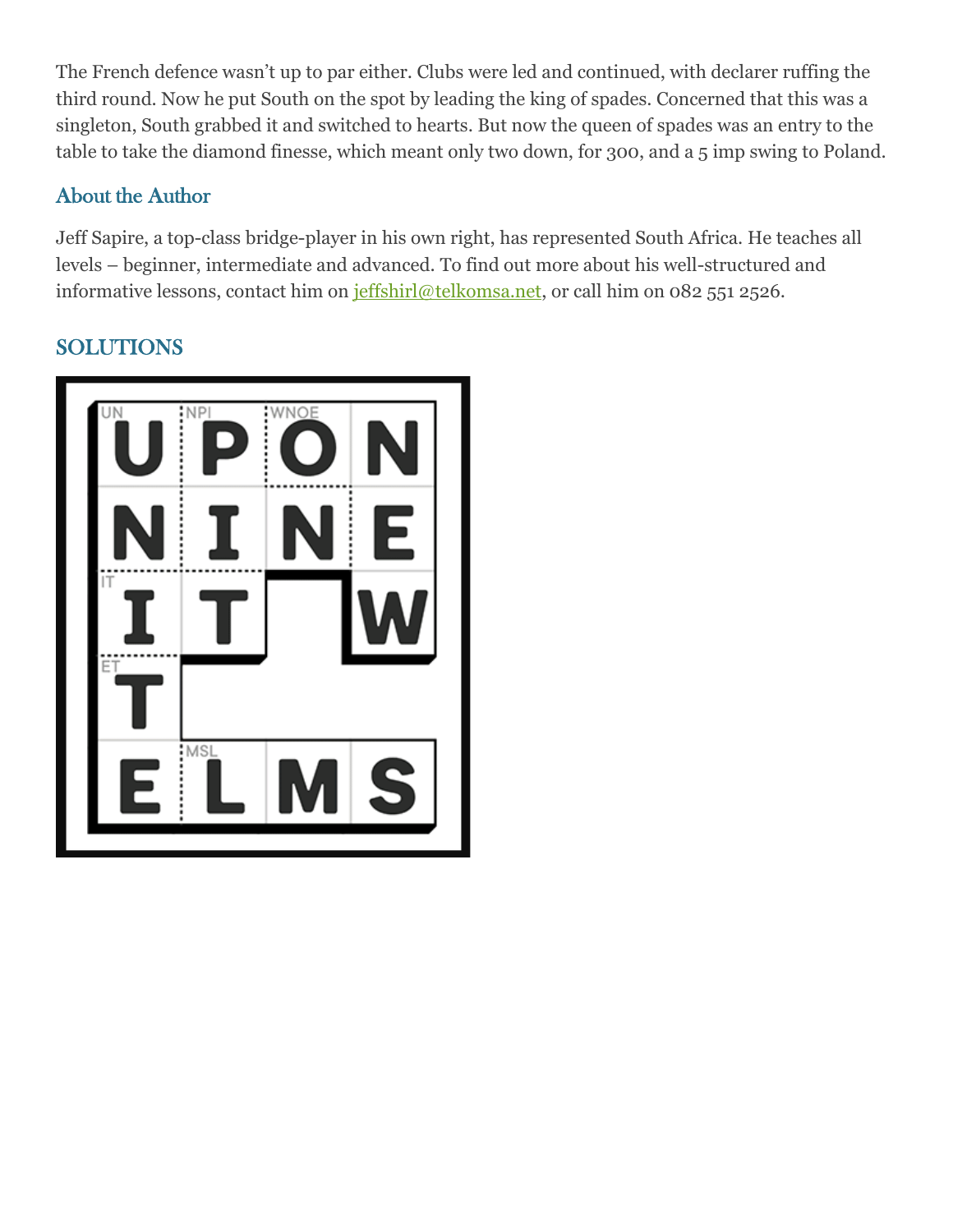The French defence wasn't up to par either. Clubs were led and continued, with declarer ruffing the third round. Now he put South on the spot by leading the king of spades. Concerned that this was a singleton, South grabbed it and switched to hearts. But now the queen of spades was an entry to the table to take the diamond finesse, which meant only two down, for 300, and a 5 imp swing to Poland.

## About the Author

Jeff Sapire, a top-class bridge-player in his own right, has represented South Africa. He teaches all levels – beginner, intermediate and advanced. To find out more about his well-structured and informative lessons, contact him on jeffshirl@telkomsa.net, or call him on 082 551 2526.

## SOLUTIONS

| | | | |
|---|---|---|---|
| U | P | O | N |
| N | I | N | E |
| I | T | | W |
| T | | | |
| E | L | M | S |